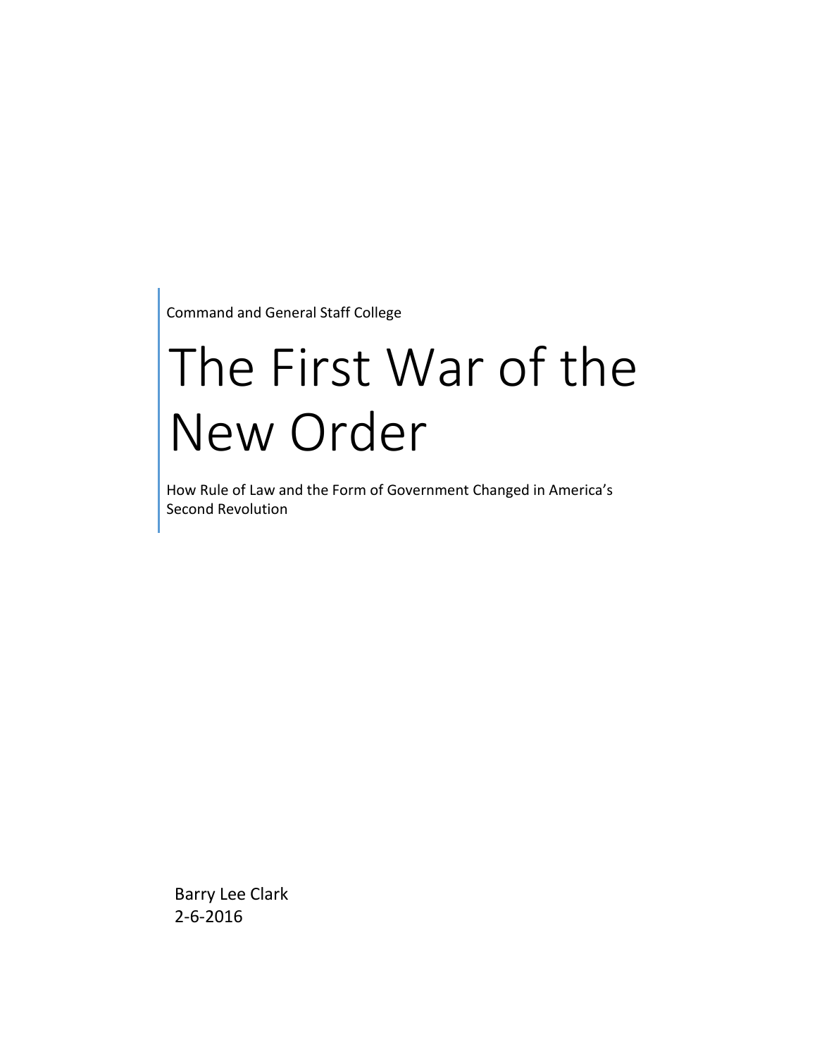Command and General Staff College

# The First War of the New Order

How Rule of Law and the Form of Government Changed in America's Second Revolution

Barry Lee Clark
2-6-2016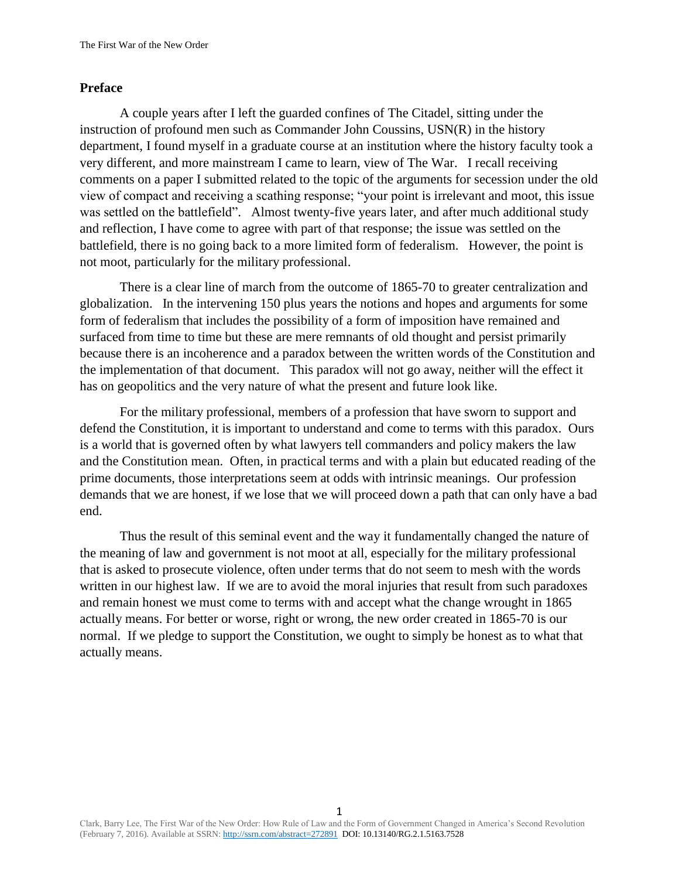## Preface

A couple years after I left the guarded confines of The Citadel, sitting under the instruction of profound men such as Commander John Coussins, USN(R) in the history department, I found myself in a graduate course at an institution where the history faculty took a very different, and more mainstream I came to learn, view of The War. I recall receiving comments on a paper I submitted related to the topic of the arguments for secession under the old view of compact and receiving a scathing response; "your point is irrelevant and moot, this issue was settled on the battlefield". Almost twenty-five years later, and after much additional study and reflection, I have come to agree with part of that response; the issue was settled on the battlefield, there is no going back to a more limited form of federalism. However, the point is not moot, particularly for the military professional.

There is a clear line of march from the outcome of 1865-70 to greater centralization and globalization. In the intervening 150 plus years the notions and hopes and arguments for some form of federalism that includes the possibility of a form of imposition have remained and surfaced from time to time but these are mere remnants of old thought and persist primarily because there is an incoherence and a paradox between the written words of the Constitution and the implementation of that document. This paradox will not go away, neither will the effect it has on geopolitics and the very nature of what the present and future look like.

For the military professional, members of a profession that have sworn to support and defend the Constitution, it is important to understand and come to terms with this paradox. Ours is a world that is governed often by what lawyers tell commanders and policy makers the law and the Constitution mean. Often, in practical terms and with a plain but educated reading of the prime documents, those interpretations seem at odds with intrinsic meanings. Our profession demands that we are honest, if we lose that we will proceed down a path that can only have a bad end.

Thus the result of this seminal event and the way it fundamentally changed the nature of the meaning of law and government is not moot at all, especially for the military professional that is asked to prosecute violence, often under terms that do not seem to mesh with the words written in our highest law. If we are to avoid the moral injuries that result from such paradoxes and remain honest we must come to terms with and accept what the change wrought in 1865 actually means. For better or worse, right or wrong, the new order created in 1865-70 is our normal. If we pledge to support the Constitution, we ought to simply be honest as to what that actually means.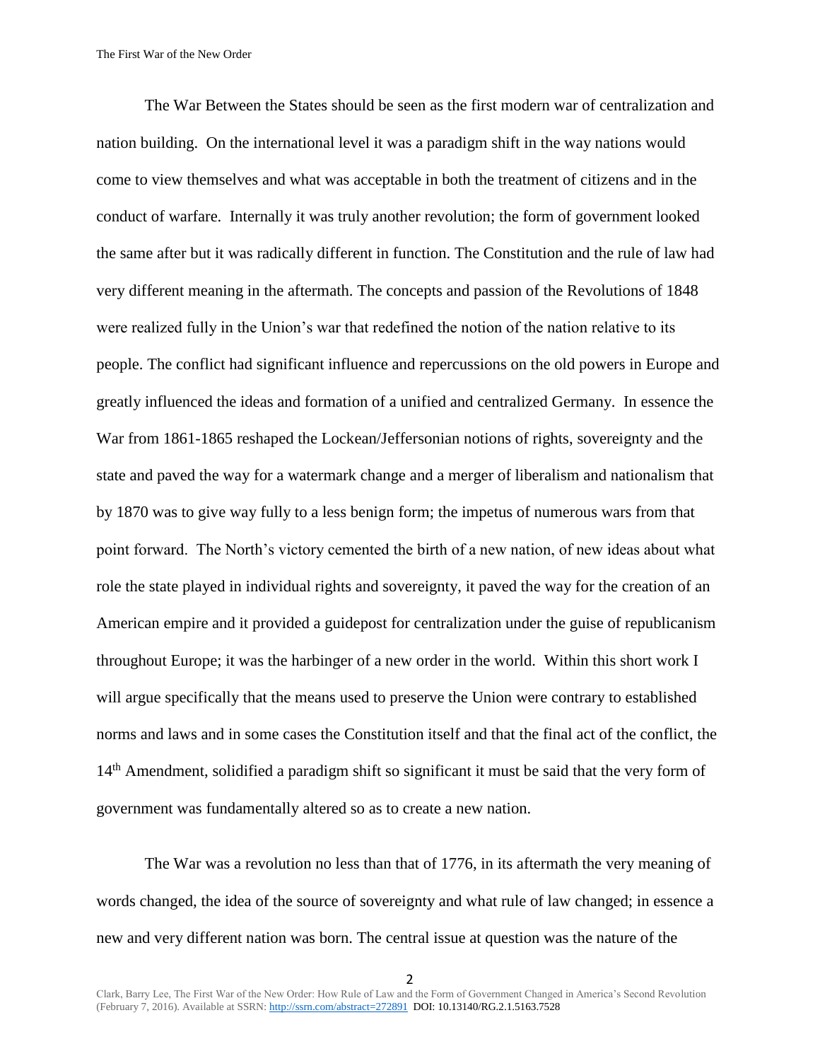The War Between the States should be seen as the first modern war of centralization and nation building. On the international level it was a paradigm shift in the way nations would come to view themselves and what was acceptable in both the treatment of citizens and in the conduct of warfare. Internally it was truly another revolution; the form of government looked the same after but it was radically different in function. The Constitution and the rule of law had very different meaning in the aftermath. The concepts and passion of the Revolutions of 1848 were realized fully in the Union's war that redefined the notion of the nation relative to its people. The conflict had significant influence and repercussions on the old powers in Europe and greatly influenced the ideas and formation of a unified and centralized Germany. In essence the War from 1861-1865 reshaped the Lockean/Jeffersonian notions of rights, sovereignty and the state and paved the way for a watermark change and a merger of liberalism and nationalism that by 1870 was to give way fully to a less benign form; the impetus of numerous wars from that point forward. The North's victory cemented the birth of a new nation, of new ideas about what role the state played in individual rights and sovereignty, it paved the way for the creation of an American empire and it provided a guidepost for centralization under the guise of republicanism throughout Europe; it was the harbinger of a new order in the world. Within this short work I will argue specifically that the means used to preserve the Union were contrary to established norms and laws and in some cases the Constitution itself and that the final act of the conflict, the 14th Amendment, solidified a paradigm shift so significant it must be said that the very form of government was fundamentally altered so as to create a new nation.

The War was a revolution no less than that of 1776, in its aftermath the very meaning of words changed, the idea of the source of sovereignty and what rule of law changed; in essence a new and very different nation was born. The central issue at question was the nature of the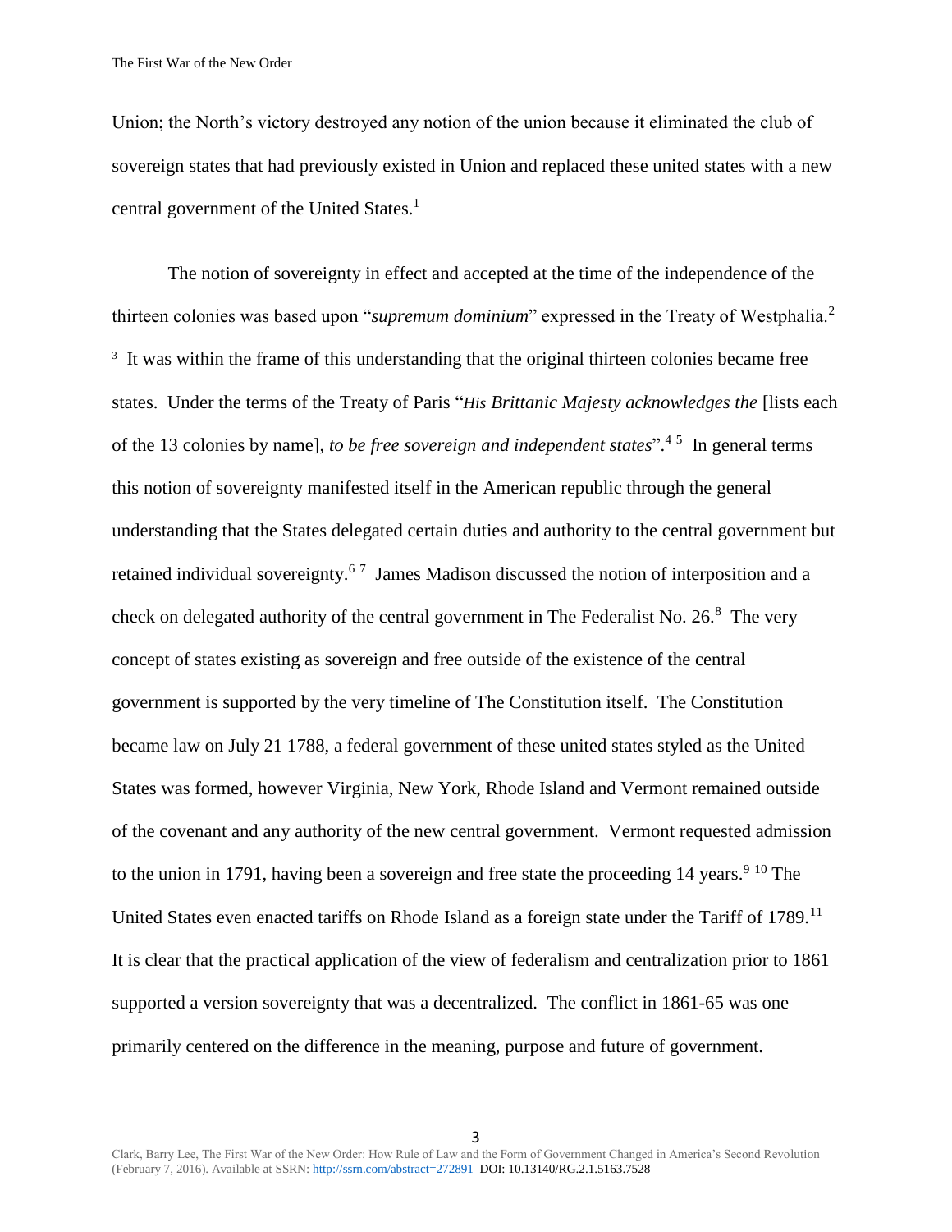Union; the North's victory destroyed any notion of the union because it eliminated the club of sovereign states that had previously existed in Union and replaced these united states with a new central government of the United States.[1]

The notion of sovereignty in effect and accepted at the time of the independence of the thirteen colonies was based upon "*supremum dominium*" expressed in the Treaty of Westphalia.[2] [3] It was within the frame of this understanding that the original thirteen colonies became free states. Under the terms of the Treaty of Paris "*His Brittanic Majesty acknowledges the* [lists each of the 13 colonies by name], *to be free sovereign and independent states*".[4] [5] In general terms this notion of sovereignty manifested itself in the American republic through the general understanding that the States delegated certain duties and authority to the central government but retained individual sovereignty.[6] [7] James Madison discussed the notion of interposition and a check on delegated authority of the central government in The Federalist No. 26.[8] The very concept of states existing as sovereign and free outside of the existence of the central government is supported by the very timeline of The Constitution itself. The Constitution became law on July 21 1788, a federal government of these united states styled as the United States was formed, however Virginia, New York, Rhode Island and Vermont remained outside of the covenant and any authority of the new central government. Vermont requested admission to the union in 1791, having been a sovereign and free state the proceeding 14 years.[9] [10] The United States even enacted tariffs on Rhode Island as a foreign state under the Tariff of 1789.[11] It is clear that the practical application of the view of federalism and centralization prior to 1861 supported a version sovereignty that was a decentralized. The conflict in 1861-65 was one primarily centered on the difference in the meaning, purpose and future of government.

Clark, Barry Lee, The First War of the New Order: How Rule of Law and the Form of Government Changed in America's Second Revolution (February 7, 2016). Available at SSRN: http://ssrn.com/abstract=272891 DOI: 10.13140/RG.2.1.5163.7528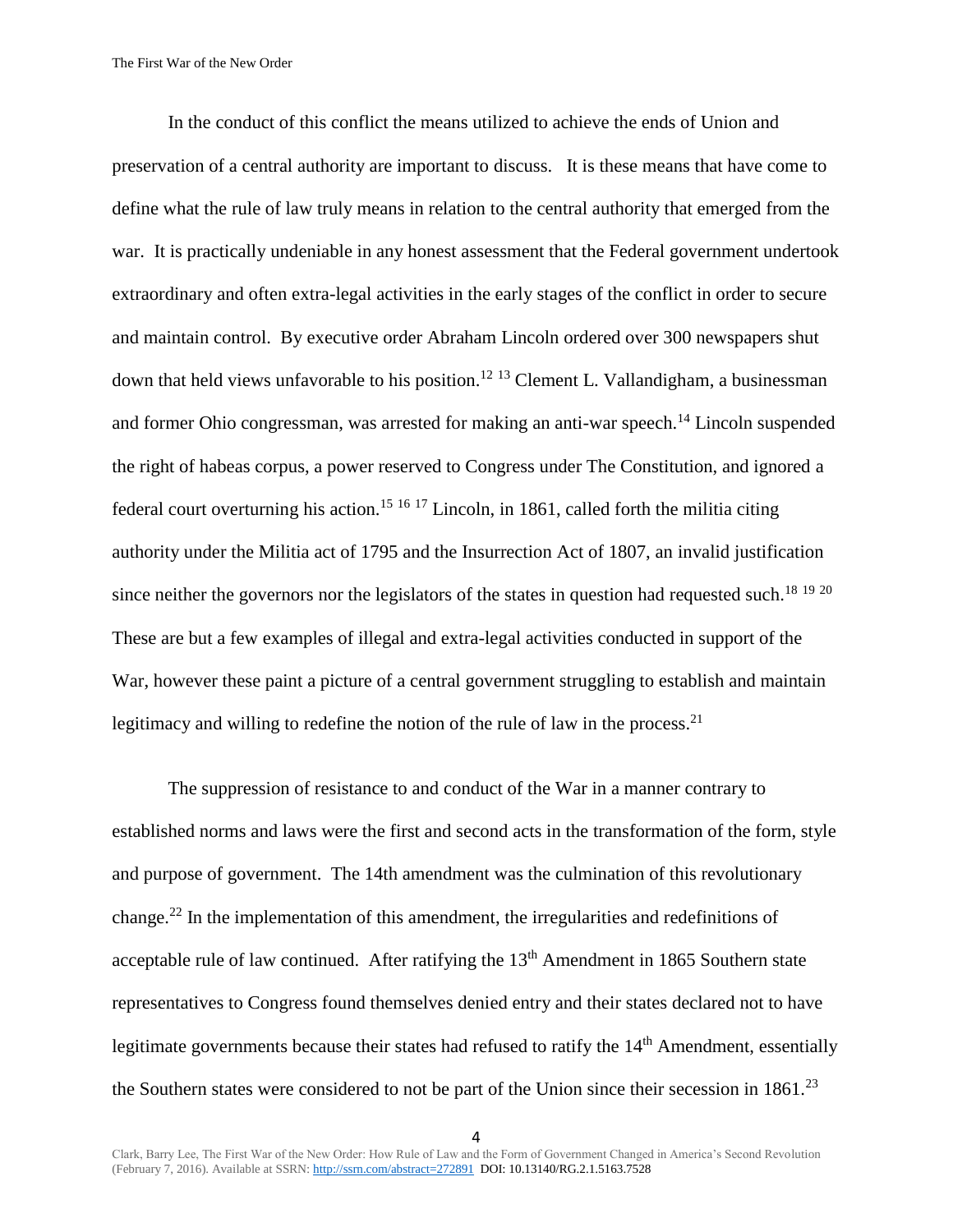In the conduct of this conflict the means utilized to achieve the ends of Union and preservation of a central authority are important to discuss. It is these means that have come to define what the rule of law truly means in relation to the central authority that emerged from the war. It is practically undeniable in any honest assessment that the Federal government undertook extraordinary and often extra-legal activities in the early stages of the conflict in order to secure and maintain control. By executive order Abraham Lincoln ordered over 300 newspapers shut down that held views unfavorable to his position.[12] [13] Clement L. Vallandigham, a businessman and former Ohio congressman, was arrested for making an anti-war speech.[14] Lincoln suspended the right of habeas corpus, a power reserved to Congress under The Constitution, and ignored a federal court overturning his action.[15] [16] [17] Lincoln, in 1861, called forth the militia citing authority under the Militia act of 1795 and the Insurrection Act of 1807, an invalid justification since neither the governors nor the legislators of the states in question had requested such.[18] [19] [20] These are but a few examples of illegal and extra-legal activities conducted in support of the War, however these paint a picture of a central government struggling to establish and maintain legitimacy and willing to redefine the notion of the rule of law in the process.[21]

The suppression of resistance to and conduct of the War in a manner contrary to established norms and laws were the first and second acts in the transformation of the form, style and purpose of government. The 14th amendment was the culmination of this revolutionary change.[22] In the implementation of this amendment, the irregularities and redefinitions of acceptable rule of law continued. After ratifying the 13th Amendment in 1865 Southern state representatives to Congress found themselves denied entry and their states declared not to have legitimate governments because their states had refused to ratify the 14th Amendment, essentially the Southern states were considered to not be part of the Union since their secession in 1861.[23]

Clark, Barry Lee, The First War of the New Order: How Rule of Law and the Form of Government Changed in America's Second Revolution (February 7, 2016). Available at SSRN: http://ssrn.com/abstract=272891 DOI: 10.13140/RG.2.1.5163.7528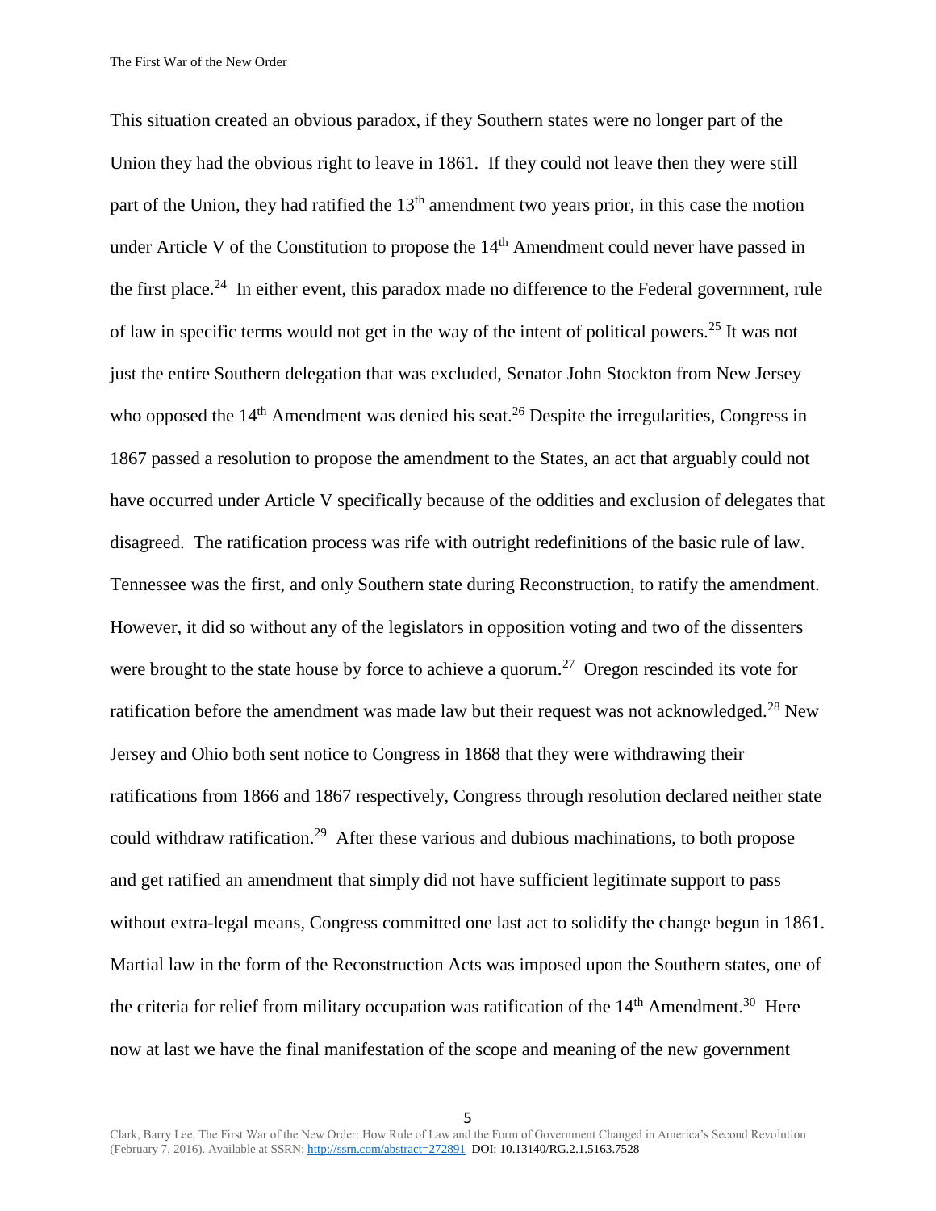This situation created an obvious paradox, if they Southern states were no longer part of the Union they had the obvious right to leave in 1861. If they could not leave then they were still part of the Union, they had ratified the 13th amendment two years prior, in this case the motion under Article V of the Constitution to propose the 14th Amendment could never have passed in the first place.[24] In either event, this paradox made no difference to the Federal government, rule of law in specific terms would not get in the way of the intent of political powers.[25] It was not just the entire Southern delegation that was excluded, Senator John Stockton from New Jersey who opposed the 14th Amendment was denied his seat.[26] Despite the irregularities, Congress in 1867 passed a resolution to propose the amendment to the States, an act that arguably could not have occurred under Article V specifically because of the oddities and exclusion of delegates that disagreed. The ratification process was rife with outright redefinitions of the basic rule of law. Tennessee was the first, and only Southern state during Reconstruction, to ratify the amendment. However, it did so without any of the legislators in opposition voting and two of the dissenters were brought to the state house by force to achieve a quorum.[27] Oregon rescinded its vote for ratification before the amendment was made law but their request was not acknowledged.[28] New Jersey and Ohio both sent notice to Congress in 1868 that they were withdrawing their ratifications from 1866 and 1867 respectively, Congress through resolution declared neither state could withdraw ratification.[29] After these various and dubious machinations, to both propose and get ratified an amendment that simply did not have sufficient legitimate support to pass without extra-legal means, Congress committed one last act to solidify the change begun in 1861. Martial law in the form of the Reconstruction Acts was imposed upon the Southern states, one of the criteria for relief from military occupation was ratification of the 14th Amendment.[30] Here now at last we have the final manifestation of the scope and meaning of the new government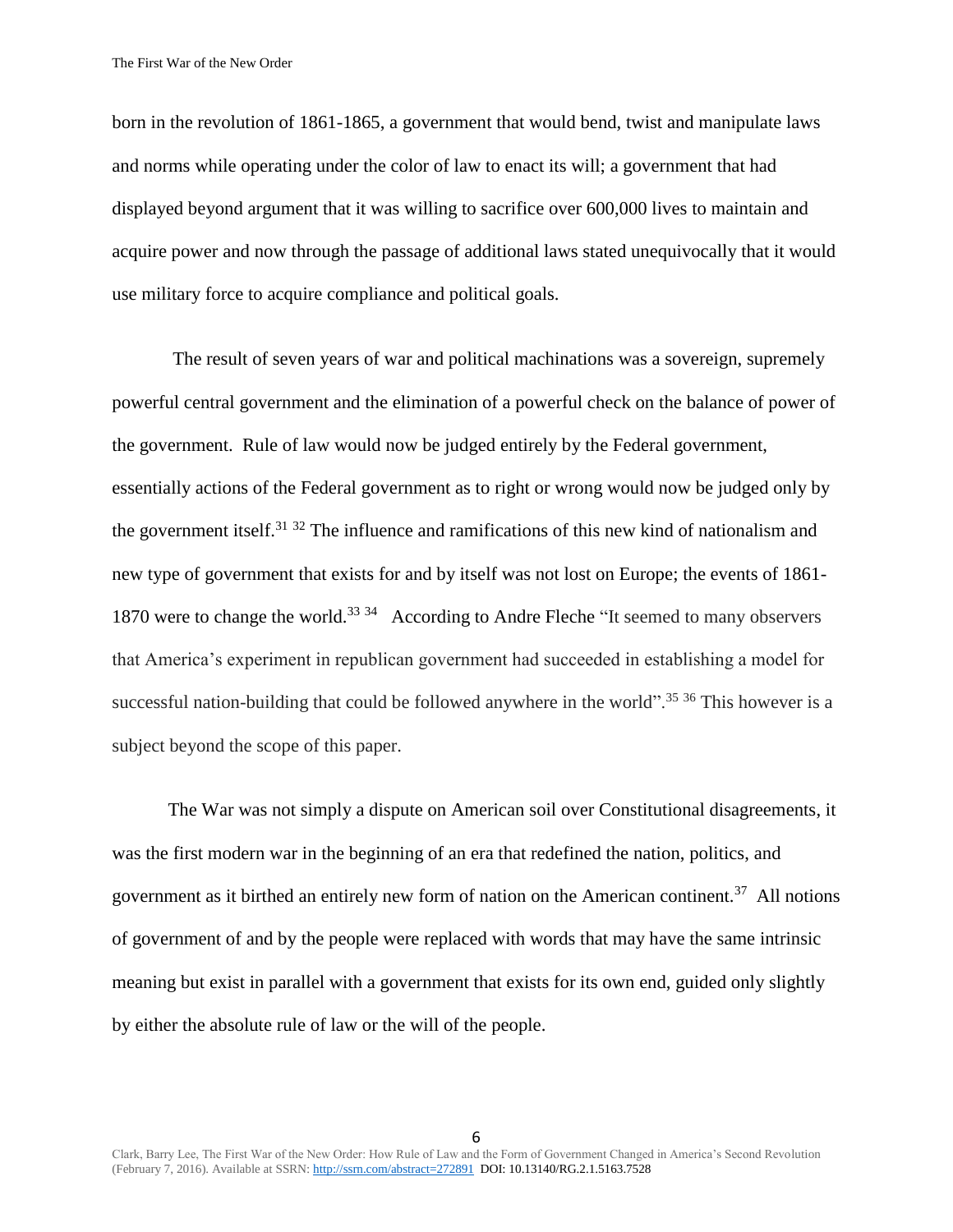born in the revolution of 1861-1865, a government that would bend, twist and manipulate laws and norms while operating under the color of law to enact its will; a government that had displayed beyond argument that it was willing to sacrifice over 600,000 lives to maintain and acquire power and now through the passage of additional laws stated unequivocally that it would use military force to acquire compliance and political goals.

The result of seven years of war and political machinations was a sovereign, supremely powerful central government and the elimination of a powerful check on the balance of power of the government. Rule of law would now be judged entirely by the Federal government, essentially actions of the Federal government as to right or wrong would now be judged only by the government itself.[31] [32] The influence and ramifications of this new kind of nationalism and new type of government that exists for and by itself was not lost on Europe; the events of 1861-1870 were to change the world.[33] [34] According to Andre Fleche "It seemed to many observers that America's experiment in republican government had succeeded in establishing a model for successful nation-building that could be followed anywhere in the world".[35] [36] This however is a subject beyond the scope of this paper.

The War was not simply a dispute on American soil over Constitutional disagreements, it was the first modern war in the beginning of an era that redefined the nation, politics, and government as it birthed an entirely new form of nation on the American continent.[37] All notions of government of and by the people were replaced with words that may have the same intrinsic meaning but exist in parallel with a government that exists for its own end, guided only slightly by either the absolute rule of law or the will of the people.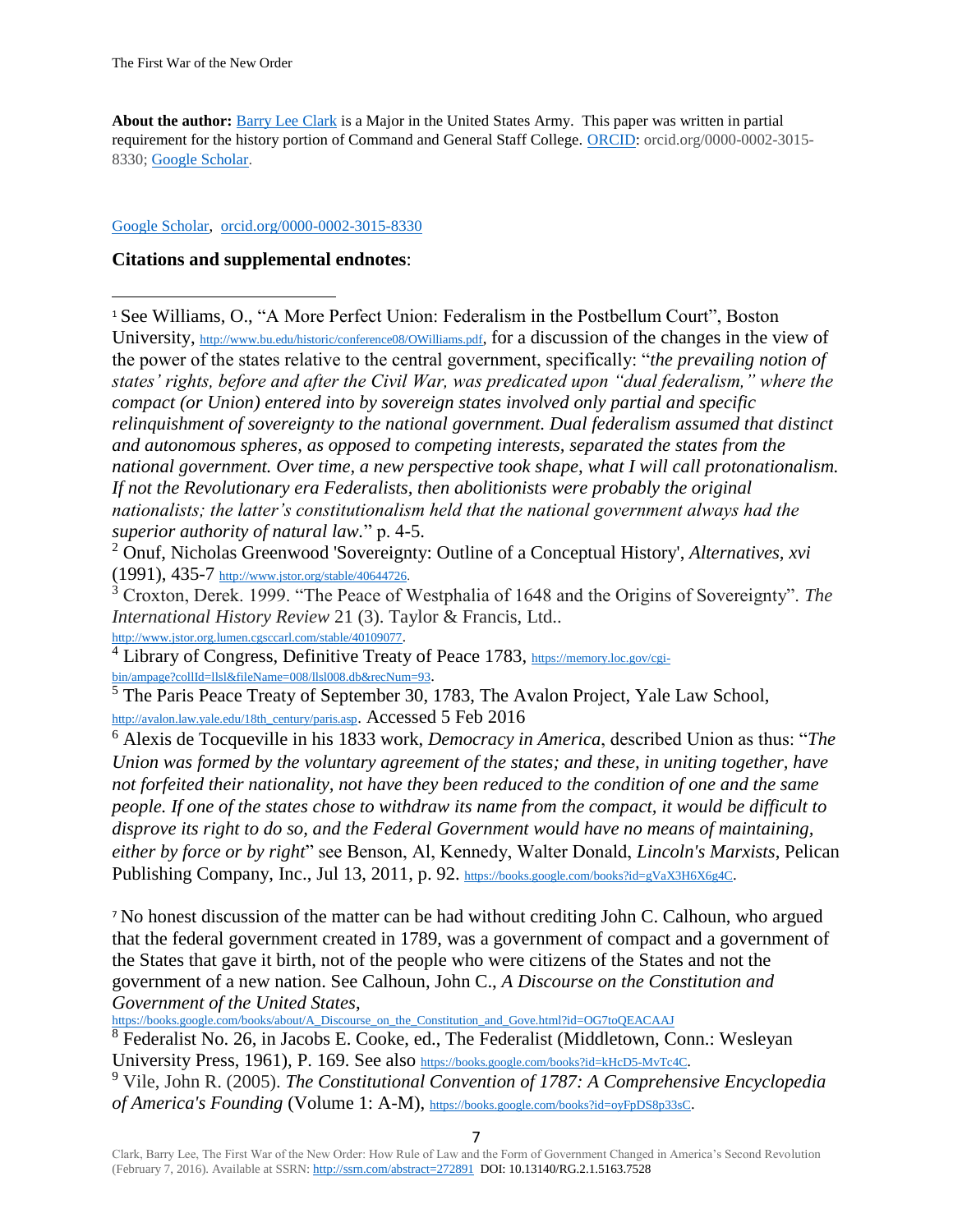**About the author:** Barry Lee Clark is a Major in the United States Army. This paper was written in partial requirement for the history portion of Command and General Staff College. ORCID: orcid.org/0000-0002-3015-8330; Google Scholar.

Google Scholar, orcid.org/0000-0002-3015-8330

## Citations and supplemental endnotes:

[1] See Williams, O., "A More Perfect Union: Federalism in the Postbellum Court", Boston University, http://www.bu.edu/historic/conference08/OWilliams.pdf, for a discussion of the changes in the view of the power of the states relative to the central government, specifically: "*the prevailing notion of states' rights, before and after the Civil War, was predicated upon "dual federalism," where the compact (or Union) entered into by sovereign states involved only partial and specific relinquishment of sovereignty to the national government. Dual federalism assumed that distinct and autonomous spheres, as opposed to competing interests, separated the states from the national government. Over time, a new perspective took shape, what I will call protonationalism. If not the Revolutionary era Federalists, then abolitionists were probably the original nationalists; the latter's constitutionalism held that the national government always had the superior authority of natural law.*" p. 4-5.

[2] Onuf, Nicholas Greenwood 'Sovereignty: Outline of a Conceptual History', *Alternatives, xvi* (1991), 435-7 http://www.jstor.org/stable/40644726.

[3] Croxton, Derek. 1999. "The Peace of Westphalia of 1648 and the Origins of Sovereignty". *The International History Review* 21 (3). Taylor & Francis, Ltd.. http://www.jstor.org.lumen.cgsccarl.com/stable/40109077.

[4] Library of Congress, Definitive Treaty of Peace 1783, https://memory.loc.gov/cgi-bin/ampage?collId=llsl&fileName=008/llsl008.db&recNum=93.

[5] The Paris Peace Treaty of September 30, 1783, The Avalon Project, Yale Law School, http://avalon.law.yale.edu/18th_century/paris.asp. Accessed 5 Feb 2016

[6] Alexis de Tocqueville in his 1833 work, *Democracy in America*, described Union as thus: "*The Union was formed by the voluntary agreement of the states; and these, in uniting together, have not forfeited their nationality, not have they been reduced to the condition of one and the same people. If one of the states chose to withdraw its name from the compact, it would be difficult to disprove its right to do so, and the Federal Government would have no means of maintaining, either by force or by right*" see Benson, Al, Kennedy, Walter Donald, *Lincoln's Marxists*, Pelican Publishing Company, Inc., Jul 13, 2011, p. 92. https://books.google.com/books?id=gVaX3H6X6g4C.

[7] No honest discussion of the matter can be had without crediting John C. Calhoun, who argued that the federal government created in 1789, was a government of compact and a government of the States that gave it birth, not of the people who were citizens of the States and not the government of a new nation. See Calhoun, John C., *A Discourse on the Constitution and Government of the United States*, https://books.google.com/books/about/A_Discourse_on_the_Constitution_and_Gove.html?id=OG7toQEACAAJ

[8] Federalist No. 26, in Jacobs E. Cooke, ed., The Federalist (Middletown, Conn.: Wesleyan University Press, 1961), P. 169. See also https://books.google.com/books?id=kHcD5-MvTc4C.

[9] Vile, John R. (2005). *The Constitutional Convention of 1787: A Comprehensive Encyclopedia of America's Founding* (Volume 1: A-M), https://books.google.com/books?id=oyFpDS8p33sC.

Clark, Barry Lee, The First War of the New Order: How Rule of Law and the Form of Government Changed in America's Second Revolution (February 7, 2016). Available at SSRN: http://ssrn.com/abstract=272891 DOI: 10.13140/RG.2.1.5163.7528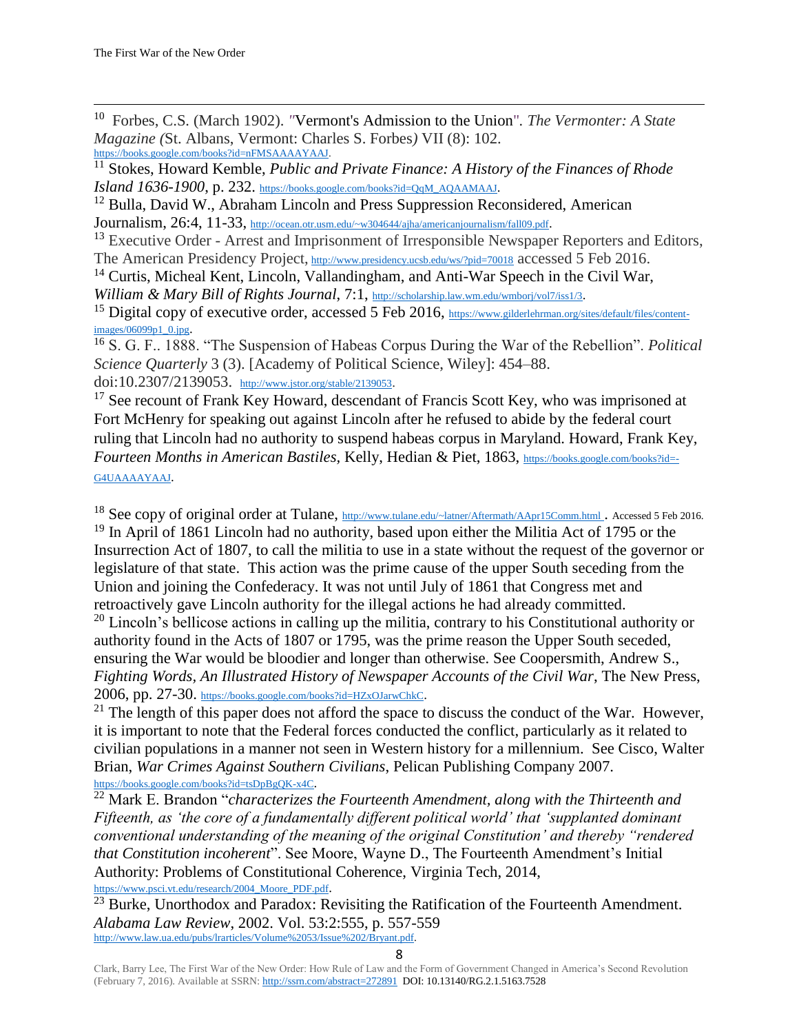[10] Forbes, C.S. (March 1902). "Vermont's Admission to the Union". *The Vermonter: A State Magazine (*St. Albans, Vermont: Charles S. Forbes*)* VII (8): 102. https://books.google.com/books?id=nFMSAAAAYAAJ.

[11] Stokes, Howard Kemble, *Public and Private Finance: A History of the Finances of Rhode Island 1636-1900*, p. 232. https://books.google.com/books?id=QqM_AQAAMAAJ.

[12] Bulla, David W., Abraham Lincoln and Press Suppression Reconsidered, American Journalism, 26:4, 11-33, http://ocean.otr.usm.edu/~w304644/ajha/americanjournalism/fall09.pdf.

[13] Executive Order - Arrest and Imprisonment of Irresponsible Newspaper Reporters and Editors, The American Presidency Project, http://www.presidency.ucsb.edu/ws/?pid=70018 accessed 5 Feb 2016.

[14] Curtis, Micheal Kent, Lincoln, Vallandingham, and Anti-War Speech in the Civil War, *William & Mary Bill of Rights Journal*, 7:1, http://scholarship.law.wm.edu/wmborj/vol7/iss1/3.

[15] Digital copy of executive order, accessed 5 Feb 2016, https://www.gilderlehrman.org/sites/default/files/content-images/06099p1_0.jpg.

[16] S. G. F.. 1888. "The Suspension of Habeas Corpus During the War of the Rebellion". *Political Science Quarterly* 3 (3). [Academy of Political Science, Wiley]: 454–88. doi:10.2307/2139053. http://www.jstor.org/stable/2139053.

[17] See recount of Frank Key Howard, descendant of Francis Scott Key, who was imprisoned at Fort McHenry for speaking out against Lincoln after he refused to abide by the federal court ruling that Lincoln had no authority to suspend habeas corpus in Maryland. Howard, Frank Key, *Fourteen Months in American Bastiles*, Kelly, Hedian & Piet, 1863, https://books.google.com/books?id=-G4UAAAAYAAJ.

[18] See copy of original order at Tulane, http://www.tulane.edu/~latner/Aftermath/AApr15Comm.html . Accessed 5 Feb 2016.

[19] In April of 1861 Lincoln had no authority, based upon either the Militia Act of 1795 or the Insurrection Act of 1807, to call the militia to use in a state without the request of the governor or legislature of that state. This action was the prime cause of the upper South seceding from the Union and joining the Confederacy. It was not until July of 1861 that Congress met and retroactively gave Lincoln authority for the illegal actions he had already committed.

[20] Lincoln's bellicose actions in calling up the militia, contrary to his Constitutional authority or authority found in the Acts of 1807 or 1795, was the prime reason the Upper South seceded, ensuring the War would be bloodier and longer than otherwise. See Coopersmith, Andrew S., *Fighting Words, An Illustrated History of Newspaper Accounts of the Civil War*, The New Press, 2006, pp. 27-30. https://books.google.com/books?id=HZxOJarwChkC.

[21] The length of this paper does not afford the space to discuss the conduct of the War. However, it is important to note that the Federal forces conducted the conflict, particularly as it related to civilian populations in a manner not seen in Western history for a millennium. See Cisco, Walter Brian, *War Crimes Against Southern Civilians*, Pelican Publishing Company 2007. https://books.google.com/books?id=tsDpBgQK-x4C.

[22] Mark E. Brandon "*characterizes the Fourteenth Amendment, along with the Thirteenth and Fifteenth, as 'the core of a fundamentally different political world' that 'supplanted dominant conventional understanding of the meaning of the original Constitution' and thereby "rendered that Constitution incoherent*". See Moore, Wayne D., The Fourteenth Amendment's Initial Authority: Problems of Constitutional Coherence, Virginia Tech, 2014, https://www.psci.vt.edu/research/2004_Moore_PDF.pdf.

[23] Burke, Unorthodox and Paradox: Revisiting the Ratification of the Fourteenth Amendment. *Alabama Law Review*, 2002. Vol. 53:2:555, p. 557-559 http://www.law.ua.edu/pubs/lrarticles/Volume%2053/Issue%202/Bryant.pdf.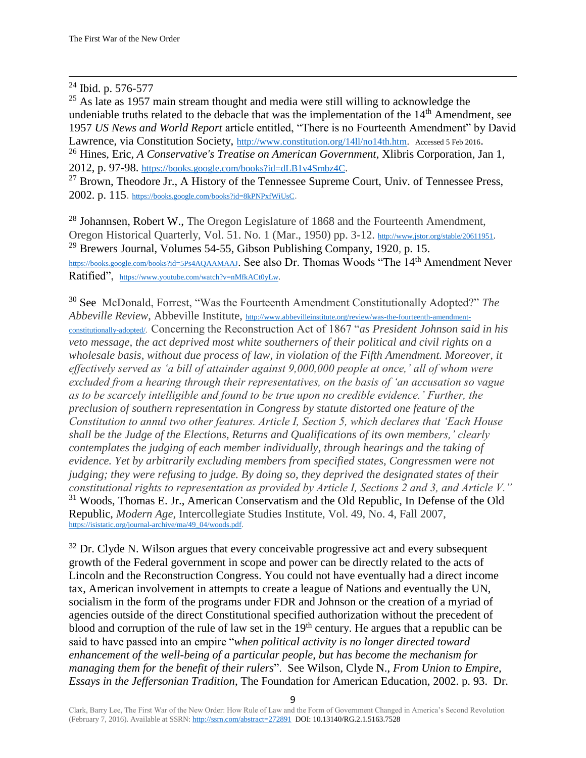[24] Ibid. p. 576-577

[25] As late as 1957 main stream thought and media were still willing to acknowledge the undeniable truths related to the debacle that was the implementation of the 14th Amendment, see 1957 *US News and World Report* article entitled, "There is no Fourteenth Amendment" by David Lawrence, via Constitution Society, http://www.constitution.org/14ll/no14th.htm. Accessed 5 Feb 2016.

[26] Hines, Eric, *A Conservative's Treatise on American Government*, Xlibris Corporation, Jan 1, 2012, p. 97-98. https://books.google.com/books?id=dLB1v4Smbz4C.

[27] Brown, Theodore Jr., A History of the Tennessee Supreme Court, Univ. of Tennessee Press, 2002. p. 115. https://books.google.com/books?id=8kPNPxfWiUsC.

[28] Johannsen, Robert W., The Oregon Legislature of 1868 and the Fourteenth Amendment, Oregon Historical Quarterly, Vol. 51. No. 1 (Mar., 1950) pp. 3-12. http://www.jstor.org/stable/20611951.

[29] Brewers Journal, Volumes 54-55, Gibson Publishing Company, 1920, p. 15. https://books.google.com/books?id=5Ps4AQAAMAAJ. See also Dr. Thomas Woods "The 14th Amendment Never Ratified", https://www.youtube.com/watch?v=nMfkACt0yLw.

[30] See McDonald, Forrest, "Was the Fourteenth Amendment Constitutionally Adopted?" *The Abbeville Review*, Abbeville Institute, http://www.abbevilleinstitute.org/review/was-the-fourteenth-amendment-constitutionally-adopted/. Concerning the Reconstruction Act of 1867 "*as President Johnson said in his veto message, the act deprived most white southerners of their political and civil rights on a wholesale basis, without due process of law, in violation of the Fifth Amendment. Moreover, it effectively served as 'a bill of attainder against 9,000,000 people at once,' all of whom were excluded from a hearing through their representatives, on the basis of 'an accusation so vague as to be scarcely intelligible and found to be true upon no credible evidence.' Further, the preclusion of southern representation in Congress by statute distorted one feature of the Constitution to annul two other features. Article I, Section 5, which declares that 'Each House shall be the Judge of the Elections, Returns and Qualifications of its own members,' clearly contemplates the judging of each member individually, through hearings and the taking of evidence. Yet by arbitrarily excluding members from specified states, Congressmen were not judging; they were refusing to judge. By doing so, they deprived the designated states of their constitutional rights to representation as provided by Article I, Sections 2 and 3, and Article V.*"

[31] Woods, Thomas E. Jr., American Conservatism and the Old Republic, In Defense of the Old Republic, *Modern Age*, Intercollegiate Studies Institute, Vol. 49, No. 4, Fall 2007, https://isistatic.org/journal-archive/ma/49_04/woods.pdf.

[32] Dr. Clyde N. Wilson argues that every conceivable progressive act and every subsequent growth of the Federal government in scope and power can be directly related to the acts of Lincoln and the Reconstruction Congress. You could not have eventually had a direct income tax, American involvement in attempts to create a league of Nations and eventually the UN, socialism in the form of the programs under FDR and Johnson or the creation of a myriad of agencies outside of the direct Constitutional specified authorization without the precedent of blood and corruption of the rule of law set in the 19th century. He argues that a republic can be said to have passed into an empire "*when political activity is no longer directed toward enhancement of the well-being of a particular people, but has become the mechanism for managing them for the benefit of their rulers*". See Wilson, Clyde N., *From Union to Empire, Essays in the Jeffersonian Tradition*, The Foundation for American Education, 2002. p. 93. Dr.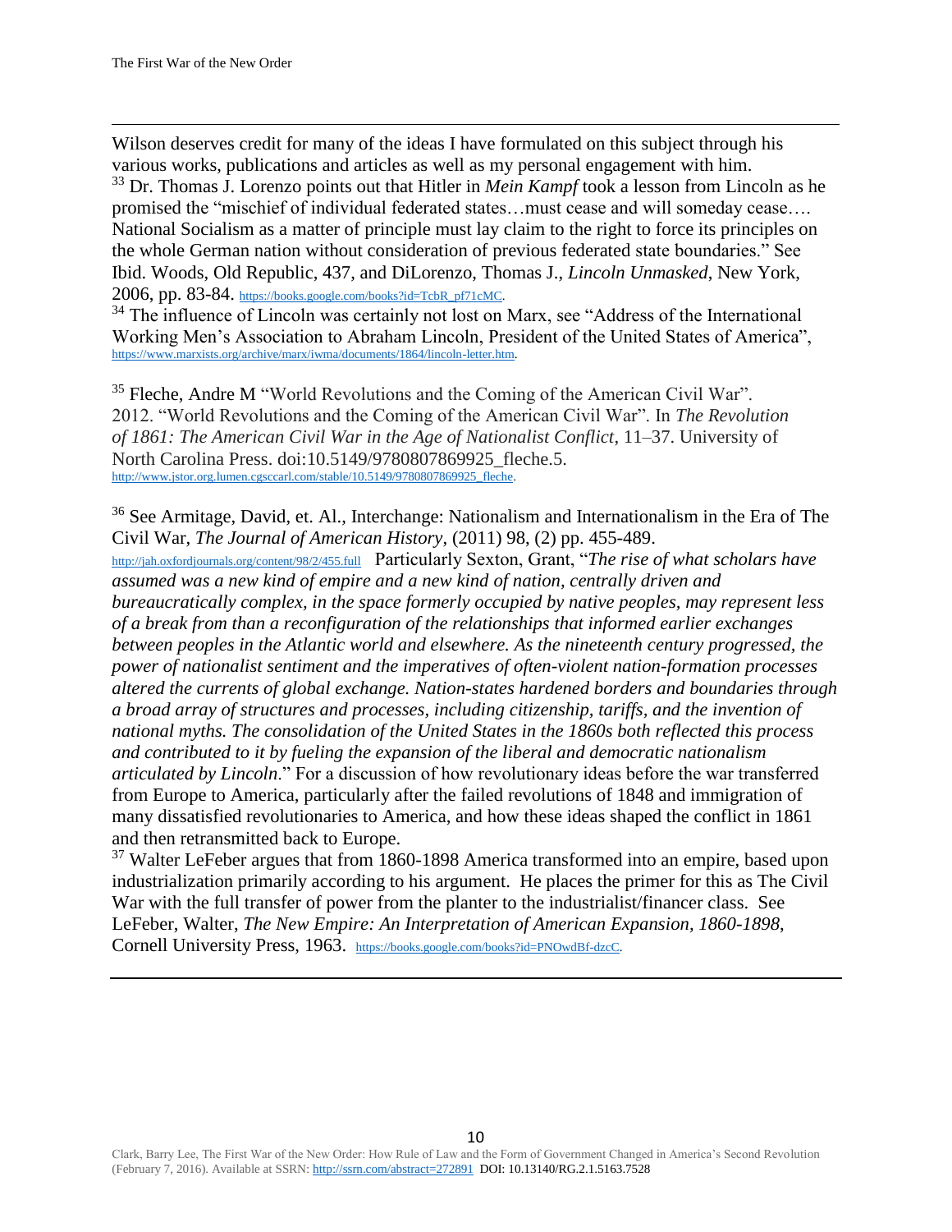Wilson deserves credit for many of the ideas I have formulated on this subject through his various works, publications and articles as well as my personal engagement with him.

[33] Dr. Thomas J. Lorenzo points out that Hitler in *Mein Kampf* took a lesson from Lincoln as he promised the "mischief of individual federated states…must cease and will someday cease…. National Socialism as a matter of principle must lay claim to the right to force its principles on the whole German nation without consideration of previous federated state boundaries." See Ibid. Woods, Old Republic, 437, and DiLorenzo, Thomas J., *Lincoln Unmasked*, New York, 2006, pp. 83-84. https://books.google.com/books?id=TcbR_pf71cMC.

[34] The influence of Lincoln was certainly not lost on Marx, see "Address of the International Working Men's Association to Abraham Lincoln, President of the United States of America", https://www.marxists.org/archive/marx/iwma/documents/1864/lincoln-letter.htm.

[35] Fleche, Andre M "World Revolutions and the Coming of the American Civil War". 2012. "World Revolutions and the Coming of the American Civil War". In *The Revolution of 1861: The American Civil War in the Age of Nationalist Conflict*, 11–37. University of North Carolina Press. doi:10.5149/9780807869925_fleche.5. http://www.jstor.org.lumen.cgsccarl.com/stable/10.5149/9780807869925_fleche.

[36] See Armitage, David, et. Al., Interchange: Nationalism and Internationalism in the Era of The Civil War, *The Journal of American History*, (2011) 98, (2) pp. 455-489. http://jah.oxfordjournals.org/content/98/2/455.full Particularly Sexton, Grant, "*The rise of what scholars have assumed was a new kind of empire and a new kind of nation, centrally driven and bureaucratically complex, in the space formerly occupied by native peoples, may represent less of a break from than a reconfiguration of the relationships that informed earlier exchanges between peoples in the Atlantic world and elsewhere. As the nineteenth century progressed, the power of nationalist sentiment and the imperatives of often-violent nation-formation processes altered the currents of global exchange. Nation-states hardened borders and boundaries through a broad array of structures and processes, including citizenship, tariffs, and the invention of national myths. The consolidation of the United States in the 1860s both reflected this process and contributed to it by fueling the expansion of the liberal and democratic nationalism articulated by Lincoln*." For a discussion of how revolutionary ideas before the war transferred from Europe to America, particularly after the failed revolutions of 1848 and immigration of many dissatisfied revolutionaries to America, and how these ideas shaped the conflict in 1861 and then retransmitted back to Europe.

[37] Walter LeFeber argues that from 1860-1898 America transformed into an empire, based upon industrialization primarily according to his argument. He places the primer for this as The Civil War with the full transfer of power from the planter to the industrialist/financer class. See LeFeber, Walter, *The New Empire: An Interpretation of American Expansion, 1860-1898*, Cornell University Press, 1963. https://books.google.com/books?id=PNOwdBf-dzcC.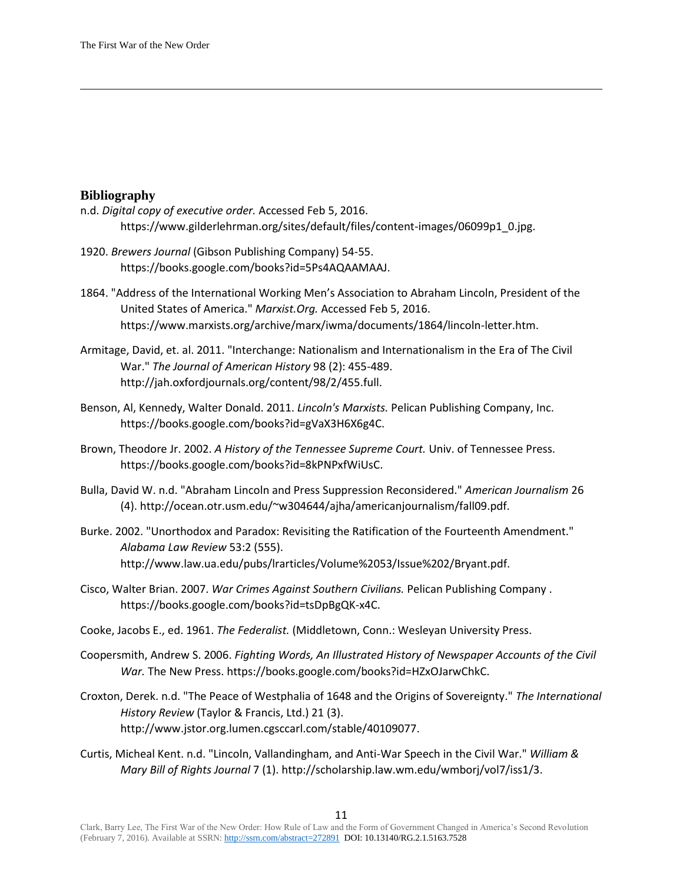## Bibliography

n.d. *Digital copy of executive order.* Accessed Feb 5, 2016. https://www.gilderlehrman.org/sites/default/files/content-images/06099p1_0.jpg.

1920. *Brewers Journal* (Gibson Publishing Company) 54-55. https://books.google.com/books?id=5Ps4AQAAMAAJ.

1864. "Address of the International Working Men's Association to Abraham Lincoln, President of the United States of America." *Marxist.Org.* Accessed Feb 5, 2016. https://www.marxists.org/archive/marx/iwma/documents/1864/lincoln-letter.htm.

Armitage, David, et. al. 2011. "Interchange: Nationalism and Internationalism in the Era of The Civil War." *The Journal of American History* 98 (2): 455-489. http://jah.oxfordjournals.org/content/98/2/455.full.

Benson, Al, Kennedy, Walter Donald. 2011. *Lincoln's Marxists.* Pelican Publishing Company, Inc. https://books.google.com/books?id=gVaX3H6X6g4C.

Brown, Theodore Jr. 2002. *A History of the Tennessee Supreme Court.* Univ. of Tennessee Press. https://books.google.com/books?id=8kPNPxfWiUsC.

Bulla, David W. n.d. "Abraham Lincoln and Press Suppression Reconsidered." *American Journalism* 26 (4). http://ocean.otr.usm.edu/~w304644/ajha/americanjournalism/fall09.pdf.

Burke. 2002. "Unorthodox and Paradox: Revisiting the Ratification of the Fourteenth Amendment." *Alabama Law Review* 53:2 (555). http://www.law.ua.edu/pubs/lrarticles/Volume%2053/Issue%202/Bryant.pdf.

Cisco, Walter Brian. 2007. *War Crimes Against Southern Civilians.* Pelican Publishing Company . https://books.google.com/books?id=tsDpBgQK-x4C.

Cooke, Jacobs E., ed. 1961. *The Federalist.* (Middletown, Conn.: Wesleyan University Press.

Coopersmith, Andrew S. 2006. *Fighting Words, An Illustrated History of Newspaper Accounts of the Civil War.* The New Press. https://books.google.com/books?id=HZxOJarwChkC.

Croxton, Derek. n.d. "The Peace of Westphalia of 1648 and the Origins of Sovereignty." *The International History Review* (Taylor & Francis, Ltd.) 21 (3). http://www.jstor.org.lumen.cgsccarl.com/stable/40109077.

Curtis, Micheal Kent. n.d. "Lincoln, Vallandingham, and Anti-War Speech in the Civil War." *William & Mary Bill of Rights Journal* 7 (1). http://scholarship.law.wm.edu/wmborj/vol7/iss1/3.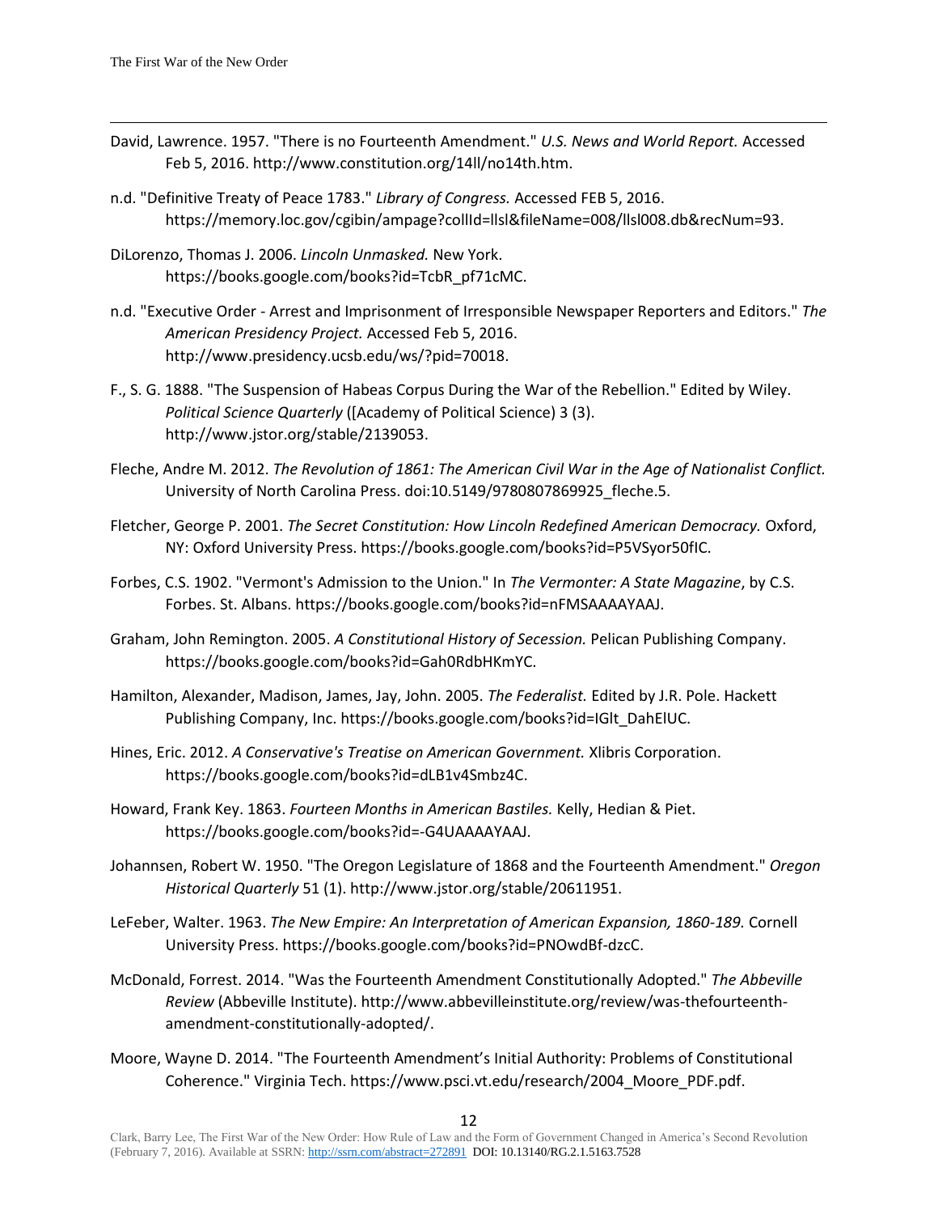David, Lawrence. 1957. "There is no Fourteenth Amendment." *U.S. News and World Report.* Accessed Feb 5, 2016. http://www.constitution.org/14ll/no14th.htm.

n.d. "Definitive Treaty of Peace 1783." *Library of Congress.* Accessed FEB 5, 2016. https://memory.loc.gov/cgibin/ampage?collId=llsl&fileName=008/llsl008.db&recNum=93.

DiLorenzo, Thomas J. 2006. *Lincoln Unmasked.* New York. https://books.google.com/books?id=TcbR_pf71cMC.

n.d. "Executive Order - Arrest and Imprisonment of Irresponsible Newspaper Reporters and Editors." *The American Presidency Project.* Accessed Feb 5, 2016. http://www.presidency.ucsb.edu/ws/?pid=70018.

F., S. G. 1888. "The Suspension of Habeas Corpus During the War of the Rebellion." Edited by Wiley. *Political Science Quarterly* ([Academy of Political Science) 3 (3). http://www.jstor.org/stable/2139053.

Fleche, Andre M. 2012. *The Revolution of 1861: The American Civil War in the Age of Nationalist Conflict.* University of North Carolina Press. doi:10.5149/9780807869925_fleche.5.

Fletcher, George P. 2001. *The Secret Constitution: How Lincoln Redefined American Democracy.* Oxford, NY: Oxford University Press. https://books.google.com/books?id=P5VSyor50fIC.

Forbes, C.S. 1902. "Vermont's Admission to the Union." In *The Vermonter: A State Magazine*, by C.S. Forbes. St. Albans. https://books.google.com/books?id=nFMSAAAAYAAJ.

Graham, John Remington. 2005. *A Constitutional History of Secession.* Pelican Publishing Company. https://books.google.com/books?id=Gah0RdbHKmYC.

Hamilton, Alexander, Madison, James, Jay, John. 2005. *The Federalist.* Edited by J.R. Pole. Hackett Publishing Company, Inc. https://books.google.com/books?id=IGlt_DahElUC.

Hines, Eric. 2012. *A Conservative's Treatise on American Government.* Xlibris Corporation. https://books.google.com/books?id=dLB1v4Smbz4C.

Howard, Frank Key. 1863. *Fourteen Months in American Bastiles.* Kelly, Hedian & Piet. https://books.google.com/books?id=-G4UAAAAYAAJ.

Johannsen, Robert W. 1950. "The Oregon Legislature of 1868 and the Fourteenth Amendment." *Oregon Historical Quarterly* 51 (1). http://www.jstor.org/stable/20611951.

LeFeber, Walter. 1963. *The New Empire: An Interpretation of American Expansion, 1860-189.* Cornell University Press. https://books.google.com/books?id=PNOwdBf-dzcC.

McDonald, Forrest. 2014. "Was the Fourteenth Amendment Constitutionally Adopted." *The Abbeville Review* (Abbeville Institute). http://www.abbevilleinstitute.org/review/was-thefourteenth-amendment-constitutionally-adopted/.

Moore, Wayne D. 2014. "The Fourteenth Amendment's Initial Authority: Problems of Constitutional Coherence." Virginia Tech. https://www.psci.vt.edu/research/2004_Moore_PDF.pdf.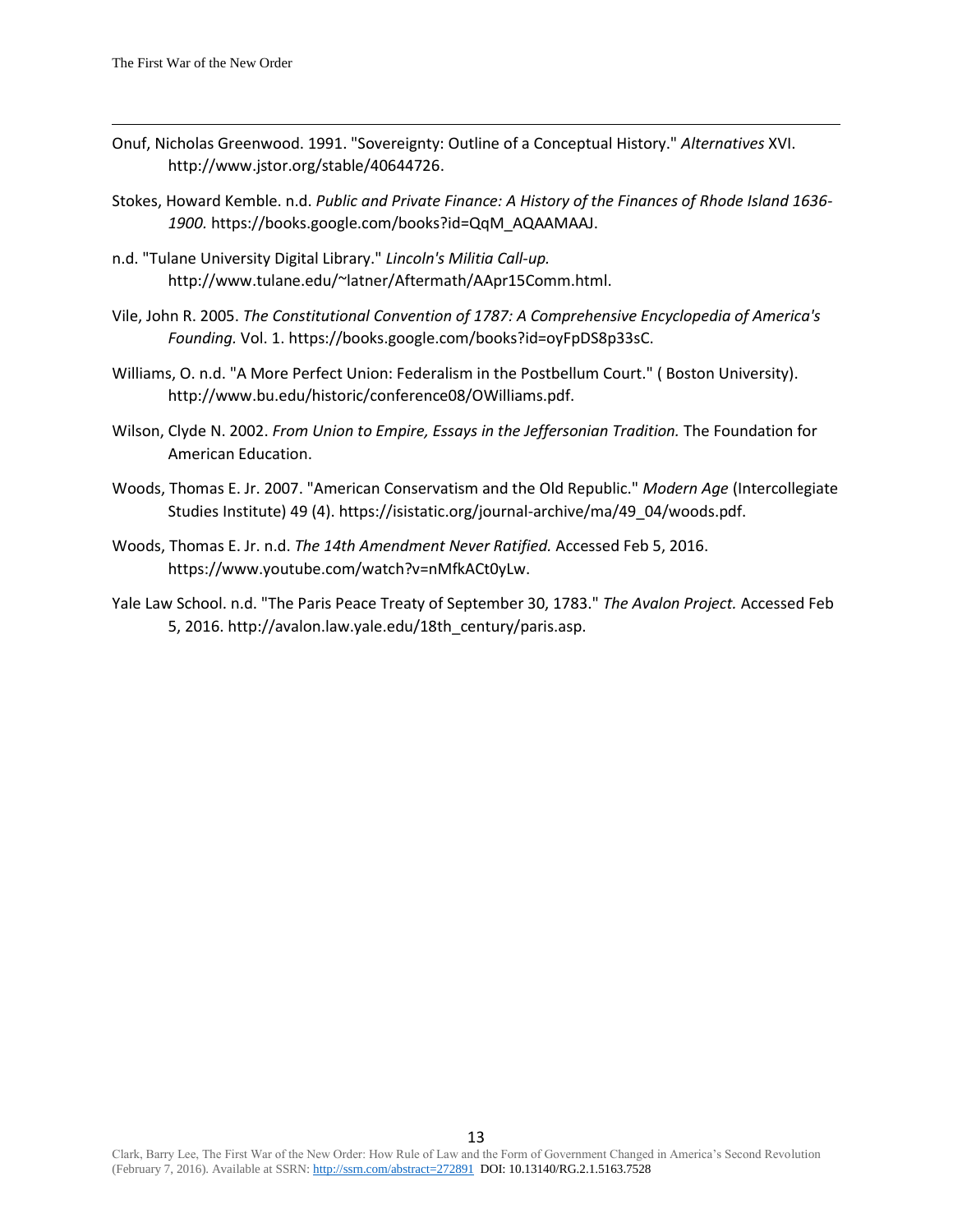Onuf, Nicholas Greenwood. 1991. "Sovereignty: Outline of a Conceptual History." *Alternatives* XVI. http://www.jstor.org/stable/40644726.

Stokes, Howard Kemble. n.d. *Public and Private Finance: A History of the Finances of Rhode Island 1636-1900.* https://books.google.com/books?id=QqM_AQAAMAAJ.

n.d. "Tulane University Digital Library." *Lincoln's Militia Call-up.* http://www.tulane.edu/~latner/Aftermath/AApr15Comm.html.

Vile, John R. 2005. *The Constitutional Convention of 1787: A Comprehensive Encyclopedia of America's Founding.* Vol. 1. https://books.google.com/books?id=oyFpDS8p33sC.

Williams, O. n.d. "A More Perfect Union: Federalism in the Postbellum Court." ( Boston University). http://www.bu.edu/historic/conference08/OWilliams.pdf.

Wilson, Clyde N. 2002. *From Union to Empire, Essays in the Jeffersonian Tradition.* The Foundation for American Education.

Woods, Thomas E. Jr. 2007. "American Conservatism and the Old Republic." *Modern Age* (Intercollegiate Studies Institute) 49 (4). https://isistatic.org/journal-archive/ma/49_04/woods.pdf.

Woods, Thomas E. Jr. n.d. *The 14th Amendment Never Ratified.* Accessed Feb 5, 2016. https://www.youtube.com/watch?v=nMfkACt0yLw.

Yale Law School. n.d. "The Paris Peace Treaty of September 30, 1783." *The Avalon Project.* Accessed Feb 5, 2016. http://avalon.law.yale.edu/18th_century/paris.asp.